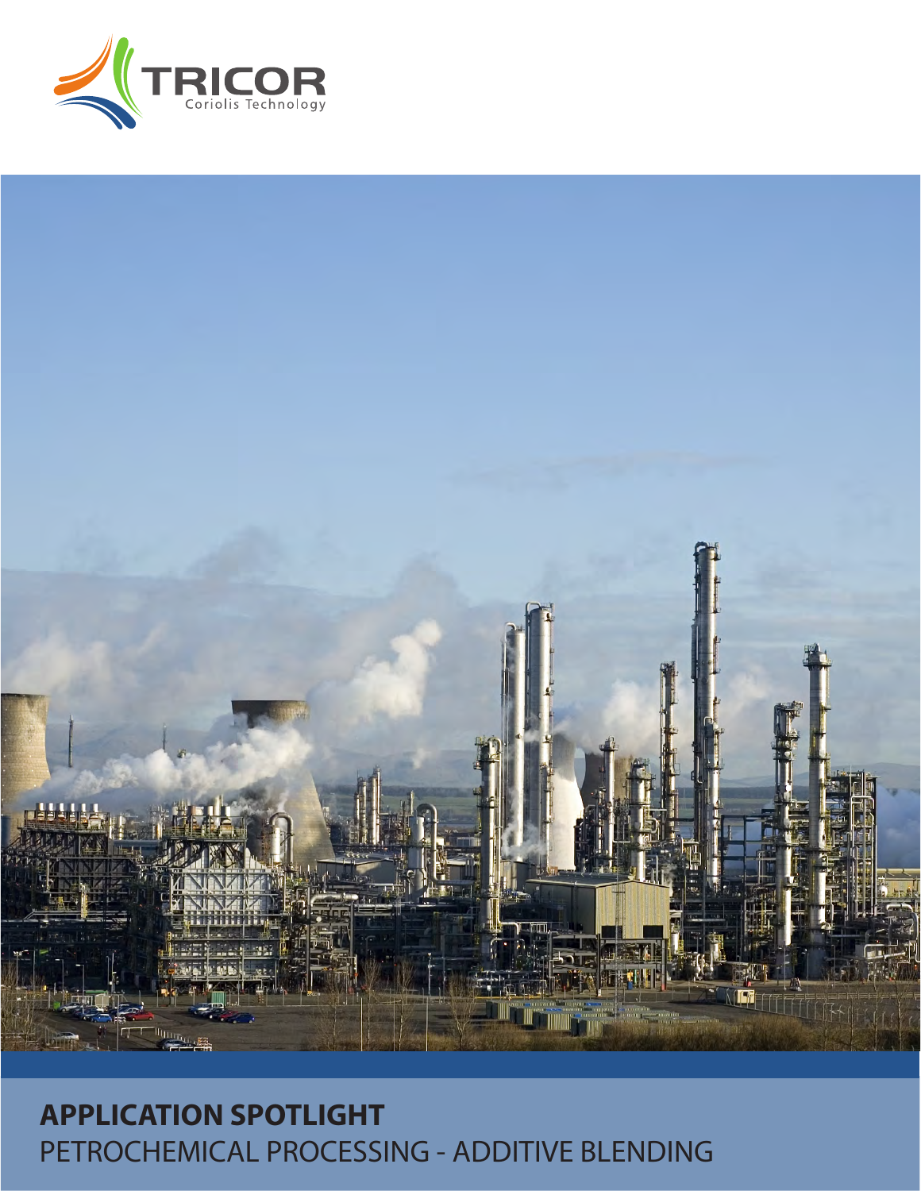TRICOR
Coriolis Technology

**APPLICATION SPOTLIGHT**

PETROCHEMICAL PROCESSING - ADDITIVE BLENDING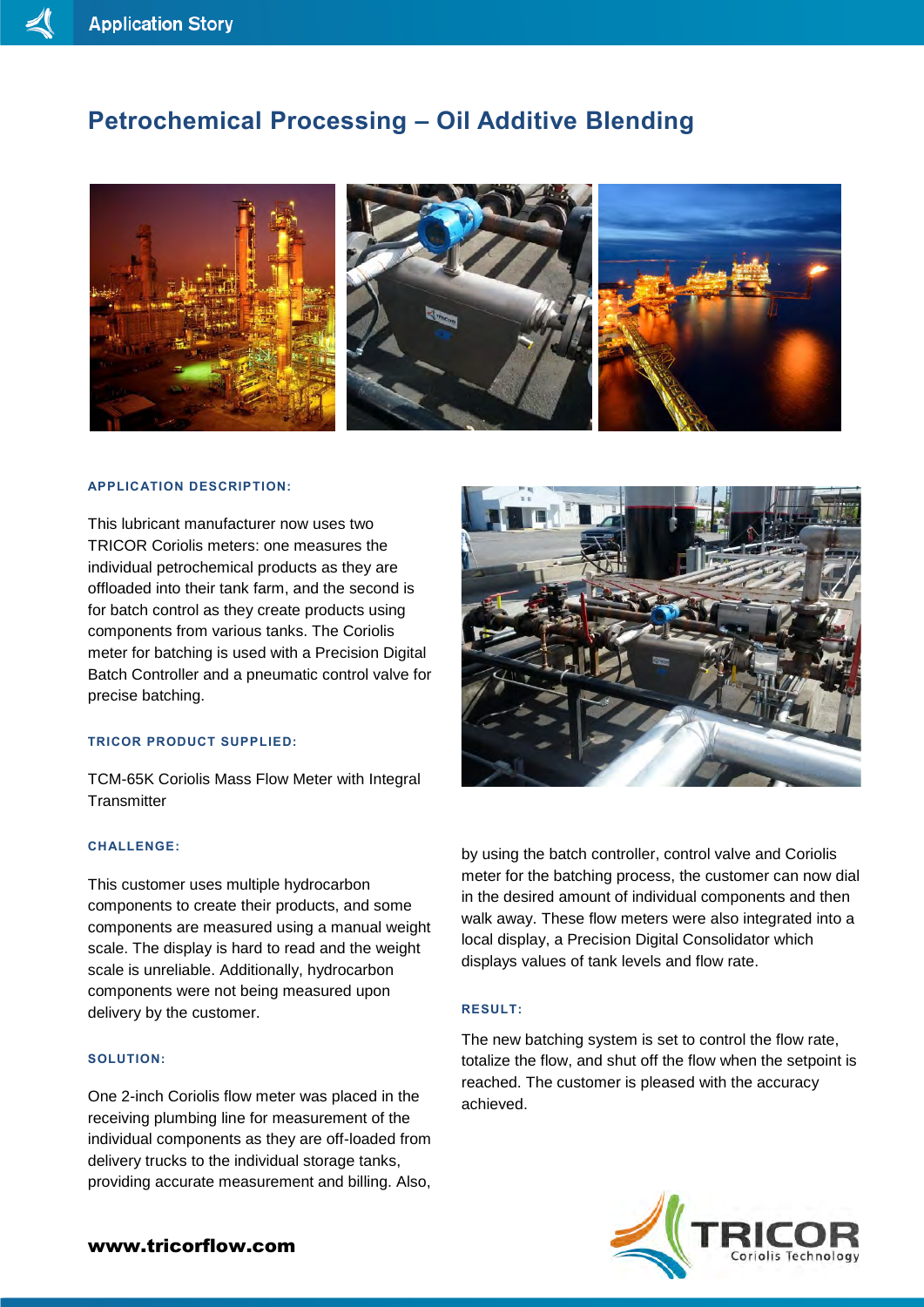# Petrochemical Processing – Oil Additive Blending

### APPLICATION DESCRIPTION:

This lubricant manufacturer now uses two TRICOR Coriolis meters: one measures the individual petrochemical products as they are offloaded into their tank farm, and the second is for batch control as they create products using components from various tanks. The Coriolis meter for batching is used with a Precision Digital Batch Controller and a pneumatic control valve for precise batching.

### TRICOR PRODUCT SUPPLIED:

TCM-65K Coriolis Mass Flow Meter with Integral Transmitter

### CHALLENGE:

This customer uses multiple hydrocarbon components to create their products, and some components are measured using a manual weight scale. The display is hard to read and the weight scale is unreliable. Additionally, hydrocarbon components were not being measured upon delivery by the customer.

### SOLUTION:

One 2-inch Coriolis flow meter was placed in the receiving plumbing line for measurement of the individual components as they are off-loaded from delivery trucks to the individual storage tanks, providing accurate measurement and billing. Also, by using the batch controller, control valve and Coriolis meter for the batching process, the customer can now dial in the desired amount of individual components and then walk away. These flow meters were also integrated into a local display, a Precision Digital Consolidator which displays values of tank levels and flow rate.

### RESULT:

The new batching system is set to control the flow rate, totalize the flow, and shut off the flow when the setpoint is reached. The customer is pleased with the accuracy achieved.

**www.tricorflow.com**